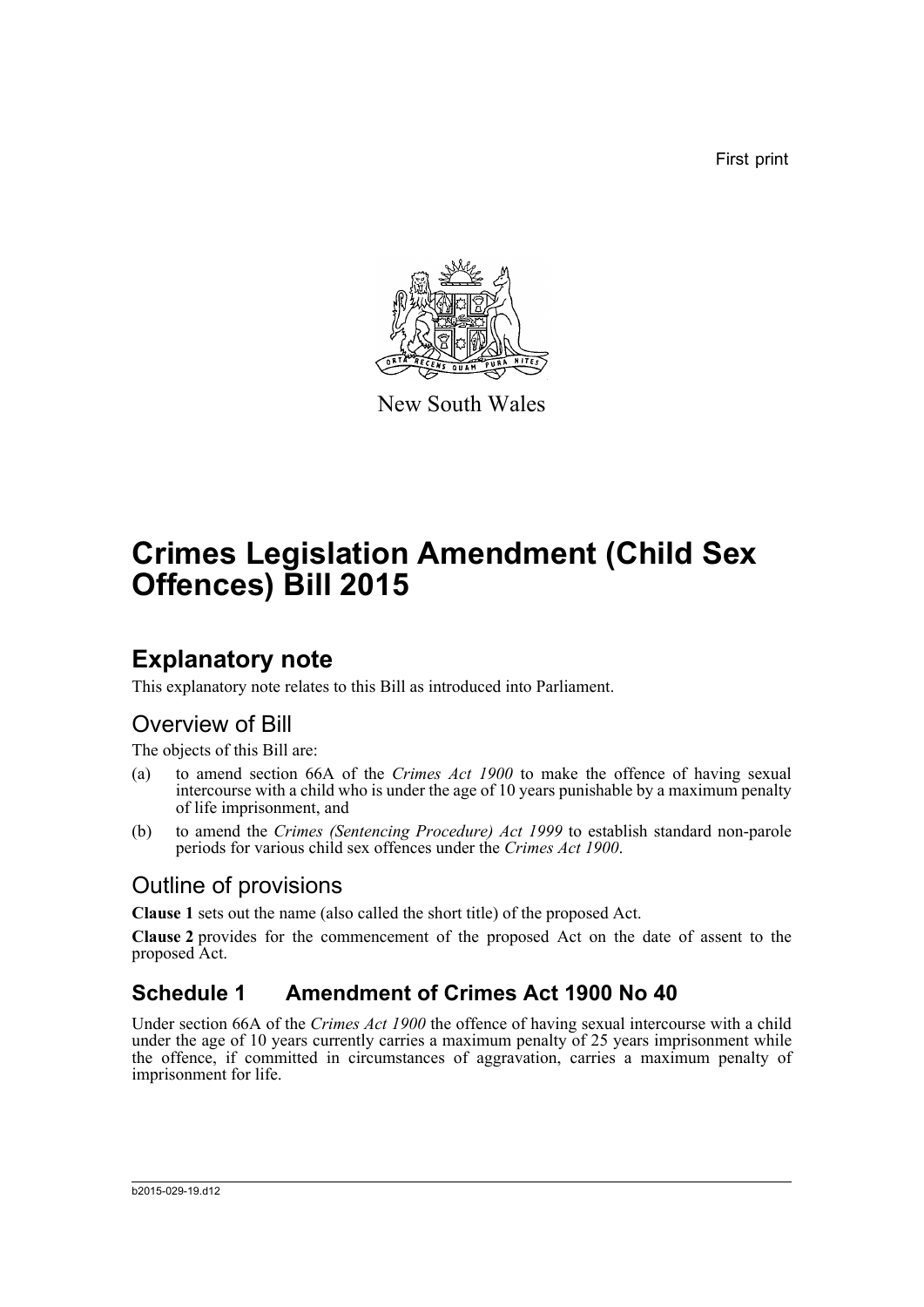First print

New South Wales

# Crimes Legislation Amendment (Child Sex Offences) Bill 2015

## Explanatory note

This explanatory note relates to this Bill as introduced into Parliament.

### Overview of Bill

The objects of this Bill are:

(a) to amend section 66A of the *Crimes Act 1900* to make the offence of having sexual intercourse with a child who is under the age of 10 years punishable by a maximum penalty of life imprisonment, and

(b) to amend the *Crimes (Sentencing Procedure) Act 1999* to establish standard non-parole periods for various child sex offences under the *Crimes Act 1900*.

### Outline of provisions

**Clause 1** sets out the name (also called the short title) of the proposed Act.

**Clause 2** provides for the commencement of the proposed Act on the date of assent to the proposed Act.

### Schedule 1 Amendment of Crimes Act 1900 No 40

Under section 66A of the *Crimes Act 1900* the offence of having sexual intercourse with a child under the age of 10 years currently carries a maximum penalty of 25 years imprisonment while the offence, if committed in circumstances of aggravation, carries a maximum penalty of imprisonment for life.

b2015-029-19.d12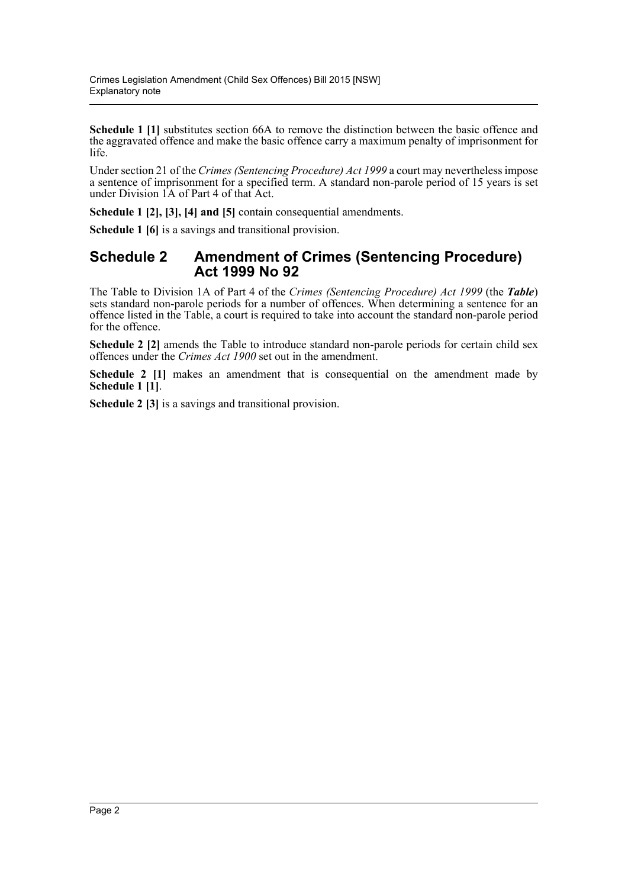**Schedule 1 [1]** substitutes section 66A to remove the distinction between the basic offence and the aggravated offence and make the basic offence carry a maximum penalty of imprisonment for life.

Under section 21 of the *Crimes (Sentencing Procedure) Act 1999* a court may nevertheless impose a sentence of imprisonment for a specified term. A standard non-parole period of 15 years is set under Division 1A of Part 4 of that Act.

**Schedule 1 [2], [3], [4] and [5]** contain consequential amendments.

**Schedule 1 [6]** is a savings and transitional provision.

## Schedule 2 Amendment of Crimes (Sentencing Procedure) Act 1999 No 92

The Table to Division 1A of Part 4 of the *Crimes (Sentencing Procedure) Act 1999* (the ***Table***) sets standard non-parole periods for a number of offences. When determining a sentence for an offence listed in the Table, a court is required to take into account the standard non-parole period for the offence.

**Schedule 2 [2]** amends the Table to introduce standard non-parole periods for certain child sex offences under the *Crimes Act 1900* set out in the amendment.

**Schedule 2 [1]** makes an amendment that is consequential on the amendment made by **Schedule 1 [1]**.

**Schedule 2 [3]** is a savings and transitional provision.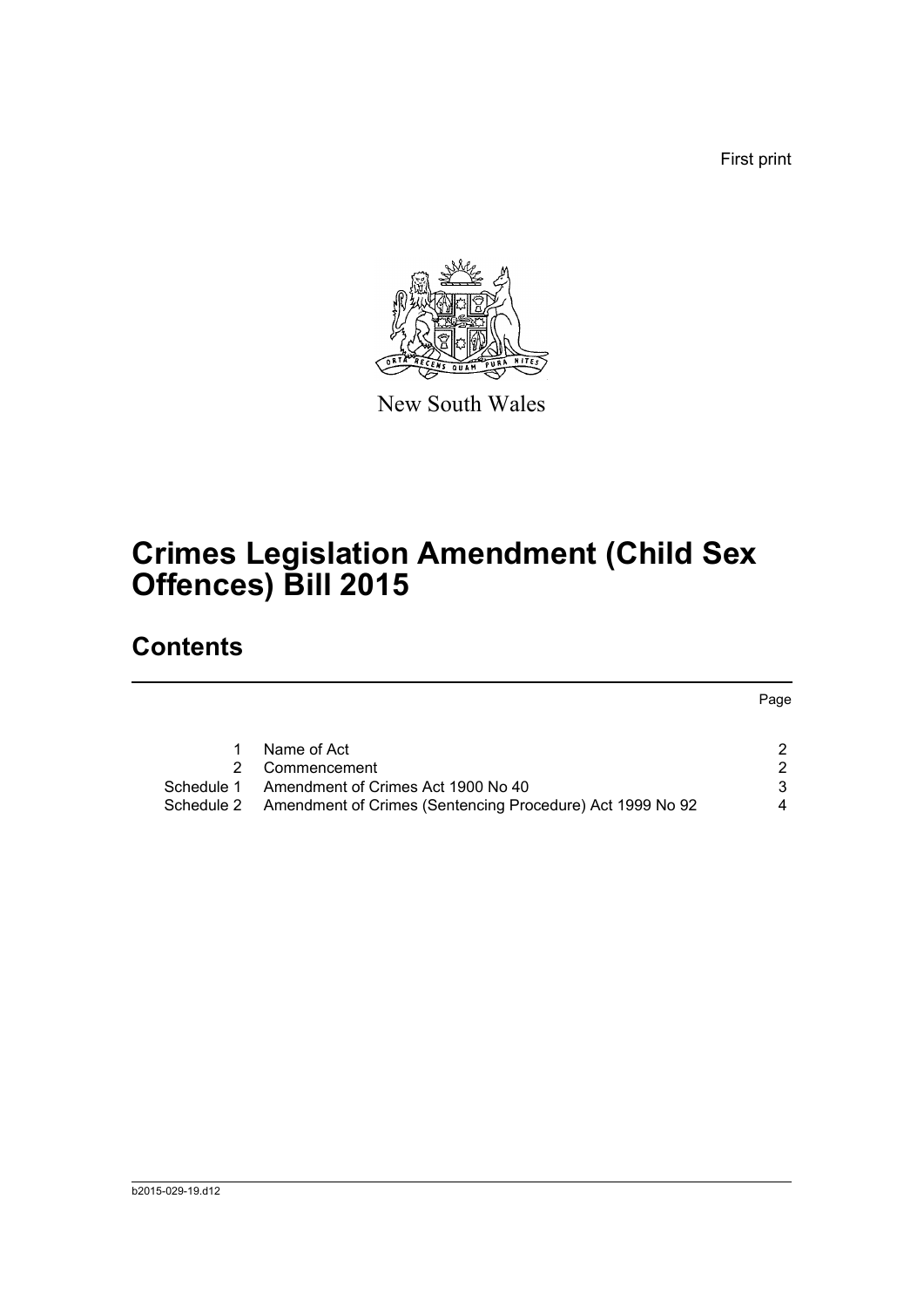First print

New South Wales

# Crimes Legislation Amendment (Child Sex Offences) Bill 2015

## Contents

| | | Page |
|---|---|---|
| 1 | Name of Act | 2 |
| 2 | Commencement | 2 |
| Schedule 1 | Amendment of Crimes Act 1900 No 40 | 3 |
| Schedule 2 | Amendment of Crimes (Sentencing Procedure) Act 1999 No 92 | 4 |

b2015-029-19.d12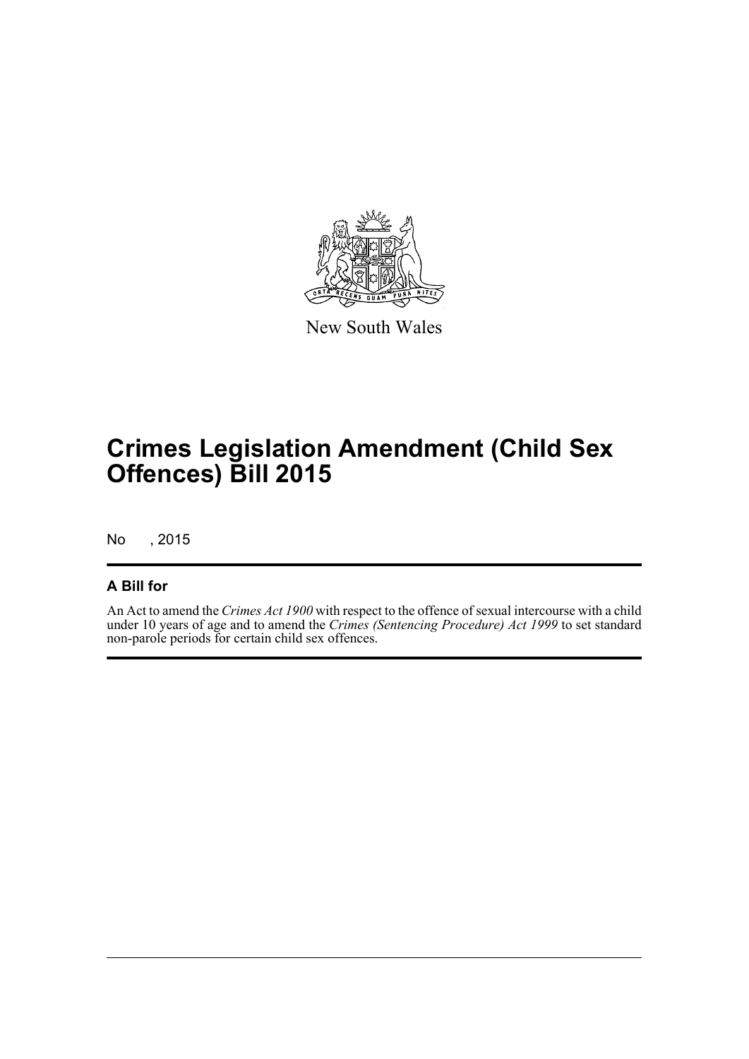New South Wales

# Crimes Legislation Amendment (Child Sex Offences) Bill 2015

No , 2015

## A Bill for

An Act to amend the *Crimes Act 1900* with respect to the offence of sexual intercourse with a child under 10 years of age and to amend the *Crimes (Sentencing Procedure) Act 1999* to set standard non-parole periods for certain child sex offences.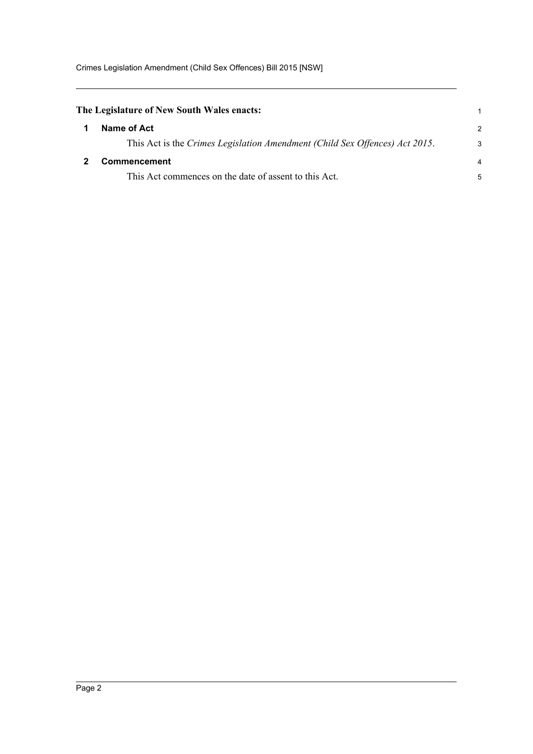**The Legislature of New South Wales enacts:**

## 1 Name of Act

This Act is the *Crimes Legislation Amendment (Child Sex Offences) Act 2015*.

## 2 Commencement

This Act commences on the date of assent to this Act.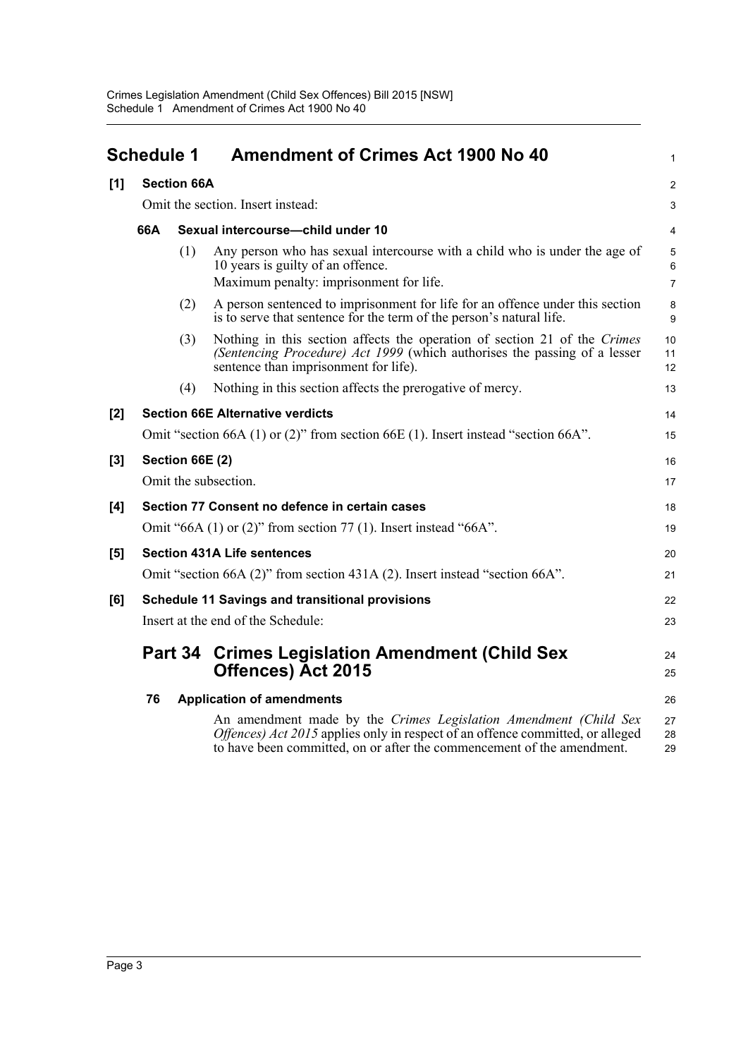# Schedule 1 Amendment of Crimes Act 1900 No 40

**[1] Section 66A**

Omit the section. Insert instead:

**66A Sexual intercourse—child under 10**

(1) Any person who has sexual intercourse with a child who is under the age of 10 years is guilty of an offence.

Maximum penalty: imprisonment for life.

(2) A person sentenced to imprisonment for life for an offence under this section is to serve that sentence for the term of the person's natural life.

(3) Nothing in this section affects the operation of section 21 of the *Crimes (Sentencing Procedure) Act 1999* (which authorises the passing of a lesser sentence than imprisonment for life).

(4) Nothing in this section affects the prerogative of mercy.

**[2] Section 66E Alternative verdicts**

Omit "section 66A (1) or (2)" from section 66E (1). Insert instead "section 66A".

**[3] Section 66E (2)**

Omit the subsection.

**[4] Section 77 Consent no defence in certain cases**

Omit "66A (1) or (2)" from section 77 (1). Insert instead "66A".

**[5] Section 431A Life sentences**

Omit "section 66A (2)" from section 431A (2). Insert instead "section 66A".

**[6] Schedule 11 Savings and transitional provisions**

Insert at the end of the Schedule:

## Part 34 Crimes Legislation Amendment (Child Sex Offences) Act 2015

**76 Application of amendments**

An amendment made by the *Crimes Legislation Amendment (Child Sex Offences) Act 2015* applies only in respect of an offence committed, or alleged to have been committed, on or after the commencement of the amendment.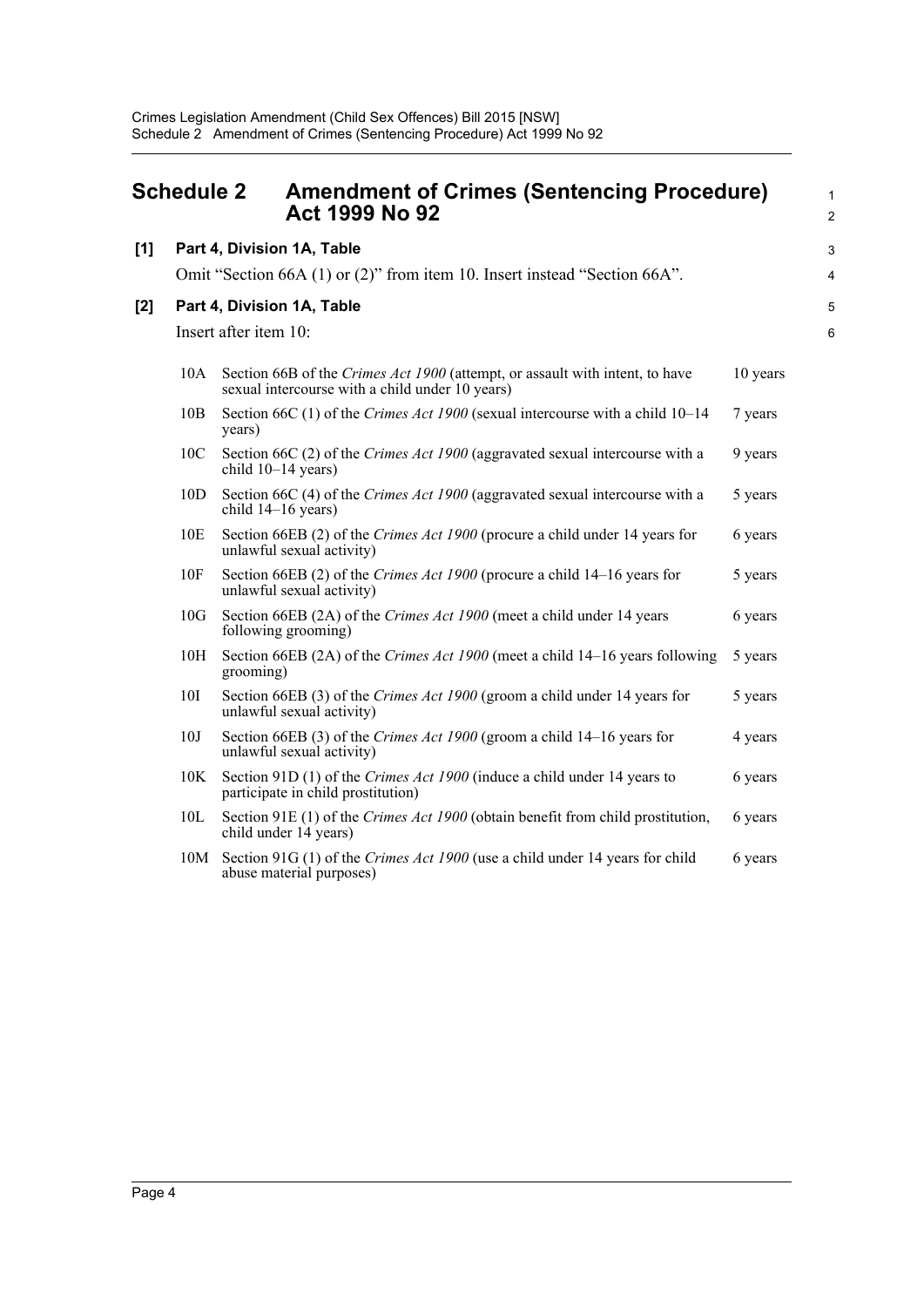## Schedule 2 Amendment of Crimes (Sentencing Procedure) Act 1999 No 92

**[1] Part 4, Division 1A, Table**

Omit "Section 66A (1) or (2)" from item 10. Insert instead "Section 66A".

**[2] Part 4, Division 1A, Table**

Insert after item 10:

| | | |
|---|---|---|
| 10A | Section 66B of the *Crimes Act 1900* (attempt, or assault with intent, to have sexual intercourse with a child under 10 years) | 10 years |
| 10B | Section 66C (1) of the *Crimes Act 1900* (sexual intercourse with a child 10–14 years) | 7 years |
| 10C | Section 66C (2) of the *Crimes Act 1900* (aggravated sexual intercourse with a child 10–14 years) | 9 years |
| 10D | Section 66C (4) of the *Crimes Act 1900* (aggravated sexual intercourse with a child 14–16 years) | 5 years |
| 10E | Section 66EB (2) of the *Crimes Act 1900* (procure a child under 14 years for unlawful sexual activity) | 6 years |
| 10F | Section 66EB (2) of the *Crimes Act 1900* (procure a child 14–16 years for unlawful sexual activity) | 5 years |
| 10G | Section 66EB (2A) of the *Crimes Act 1900* (meet a child under 14 years following grooming) | 6 years |
| 10H | Section 66EB (2A) of the *Crimes Act 1900* (meet a child 14–16 years following grooming) | 5 years |
| 10I | Section 66EB (3) of the *Crimes Act 1900* (groom a child under 14 years for unlawful sexual activity) | 5 years |
| 10J | Section 66EB (3) of the *Crimes Act 1900* (groom a child 14–16 years for unlawful sexual activity) | 4 years |
| 10K | Section 91D (1) of the *Crimes Act 1900* (induce a child under 14 years to participate in child prostitution) | 6 years |
| 10L | Section 91E (1) of the *Crimes Act 1900* (obtain benefit from child prostitution, child under 14 years) | 6 years |
| 10M | Section 91G (1) of the *Crimes Act 1900* (use a child under 14 years for child abuse material purposes) | 6 years |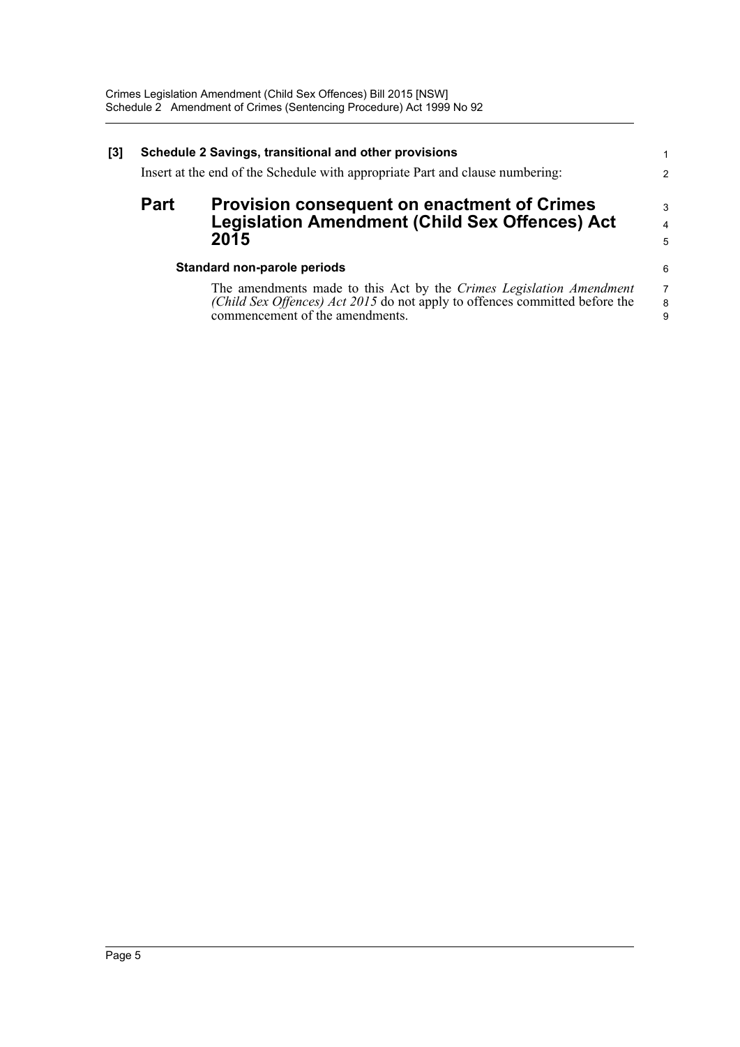**[3] Schedule 2 Savings, transitional and other provisions**

Insert at the end of the Schedule with appropriate Part and clause numbering:

## Part Provision consequent on enactment of Crimes Legislation Amendment (Child Sex Offences) Act 2015

**Standard non-parole periods**

The amendments made to this Act by the *Crimes Legislation Amendment (Child Sex Offences) Act 2015* do not apply to offences committed before the commencement of the amendments.